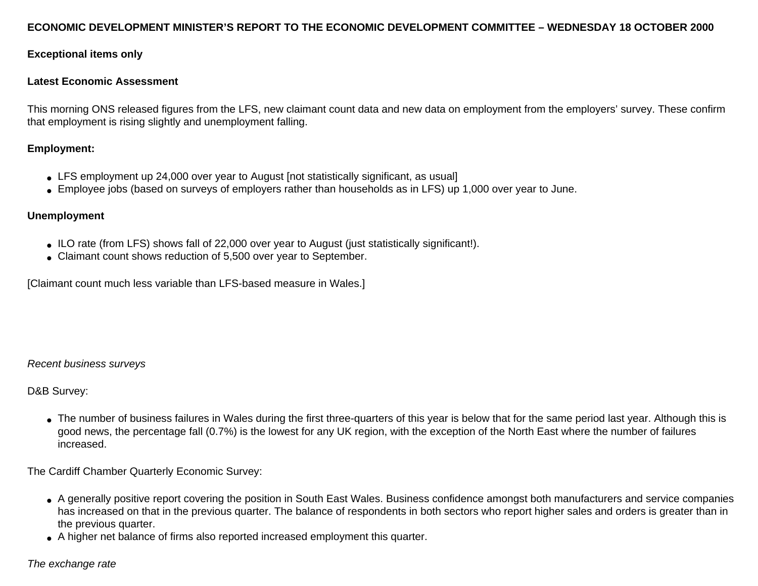**ECONOMIC DEVELOPMENT MINISTER'S REPORT TO THE ECONOMIC DEVELOPMENT COMMITTEE – WEDNESDAY 18 OCTOBER 2000**

**Exceptional items only**

**Latest Economic Assessment**

This morning ONS released figures from the LFS, new claimant count data and new data on employment from the employers' survey. These confirm that employment is rising slightly and unemployment falling.

**Employment:**

- LFS employment up 24,000 over year to August [not statistically significant, as usual]
- Employee jobs (based on surveys of employers rather than households as in LFS) up 1,000 over year to June.

**Unemployment**

- ILO rate (from LFS) shows fall of 22,000 over year to August (just statistically significant!).
- Claimant count shows reduction of 5,500 over year to September.

[Claimant count much less variable than LFS-based measure in Wales.]

*Recent business surveys*

D&B Survey:

- The number of business failures in Wales during the first three-quarters of this year is below that for the same period last year. Although this is good news, the percentage fall (0.7%) is the lowest for any UK region, with the exception of the North East where the number of failures increased.

The Cardiff Chamber Quarterly Economic Survey:

- A generally positive report covering the position in South East Wales. Business confidence amongst both manufacturers and service companies has increased on that in the previous quarter. The balance of respondents in both sectors who report higher sales and orders is greater than in the previous quarter.
- A higher net balance of firms also reported increased employment this quarter.

*The exchange rate*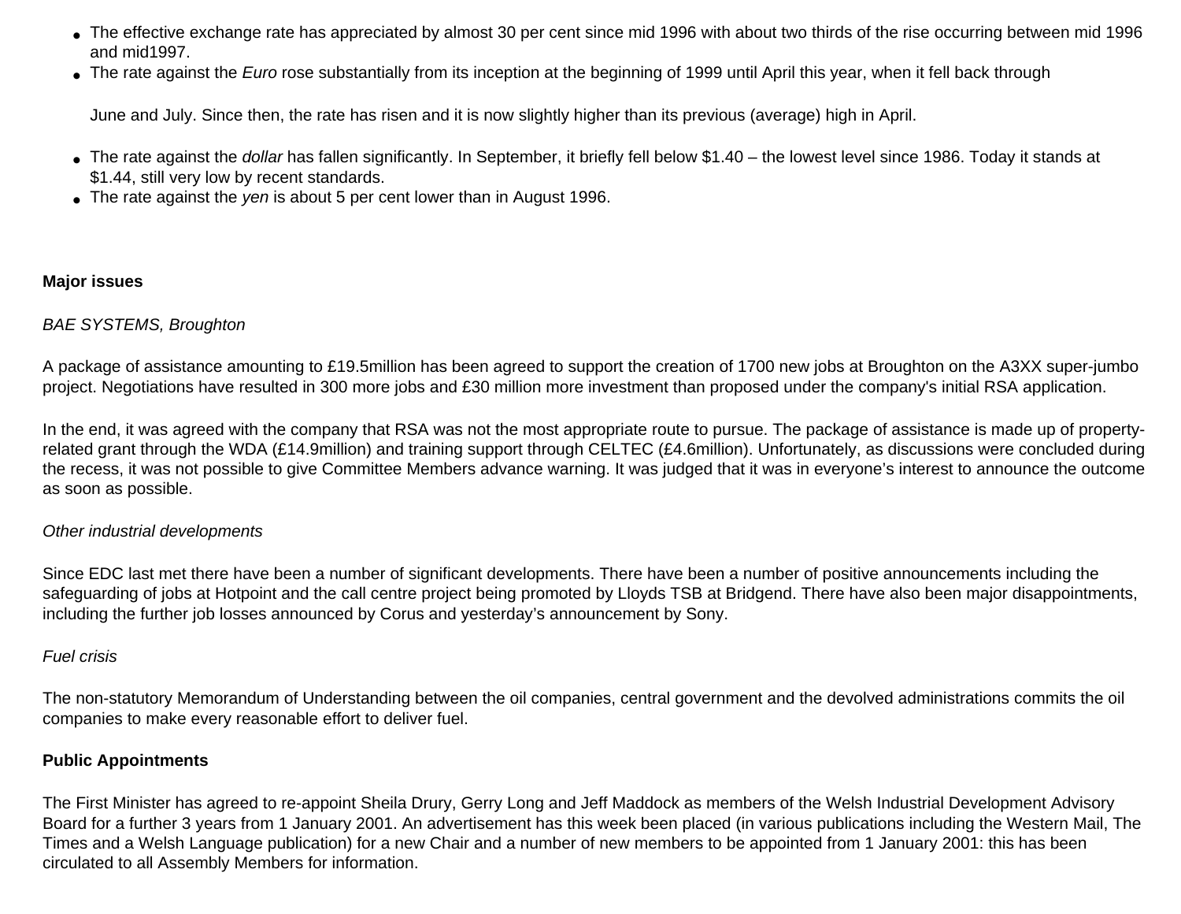- The effective exchange rate has appreciated by almost 30 per cent since mid 1996 with about two thirds of the rise occurring between mid 1996 and mid1997.
- The rate against the *Euro* rose substantially from its inception at the beginning of 1999 until April this year, when it fell back through

  June and July. Since then, the rate has risen and it is now slightly higher than its previous (average) high in April.

- The rate against the *dollar* has fallen significantly. In September, it briefly fell below $1.40 – the lowest level since 1986. Today it stands at $1.44, still very low by recent standards.
- The rate against the *yen* is about 5 per cent lower than in August 1996.

**Major issues**

*BAE SYSTEMS, Broughton*

A package of assistance amounting to £19.5million has been agreed to support the creation of 1700 new jobs at Broughton on the A3XX super-jumbo project. Negotiations have resulted in 300 more jobs and £30 million more investment than proposed under the company's initial RSA application.

In the end, it was agreed with the company that RSA was not the most appropriate route to pursue. The package of assistance is made up of property-related grant through the WDA (£14.9million) and training support through CELTEC (£4.6million). Unfortunately, as discussions were concluded during the recess, it was not possible to give Committee Members advance warning. It was judged that it was in everyone's interest to announce the outcome as soon as possible.

*Other industrial developments*

Since EDC last met there have been a number of significant developments. There have been a number of positive announcements including the safeguarding of jobs at Hotpoint and the call centre project being promoted by Lloyds TSB at Bridgend. There have also been major disappointments, including the further job losses announced by Corus and yesterday's announcement by Sony.

*Fuel crisis*

The non-statutory Memorandum of Understanding between the oil companies, central government and the devolved administrations commits the oil companies to make every reasonable effort to deliver fuel.

**Public Appointments**

The First Minister has agreed to re-appoint Sheila Drury, Gerry Long and Jeff Maddock as members of the Welsh Industrial Development Advisory Board for a further 3 years from 1 January 2001. An advertisement has this week been placed (in various publications including the Western Mail, The Times and a Welsh Language publication) for a new Chair and a number of new members to be appointed from 1 January 2001: this has been circulated to all Assembly Members for information.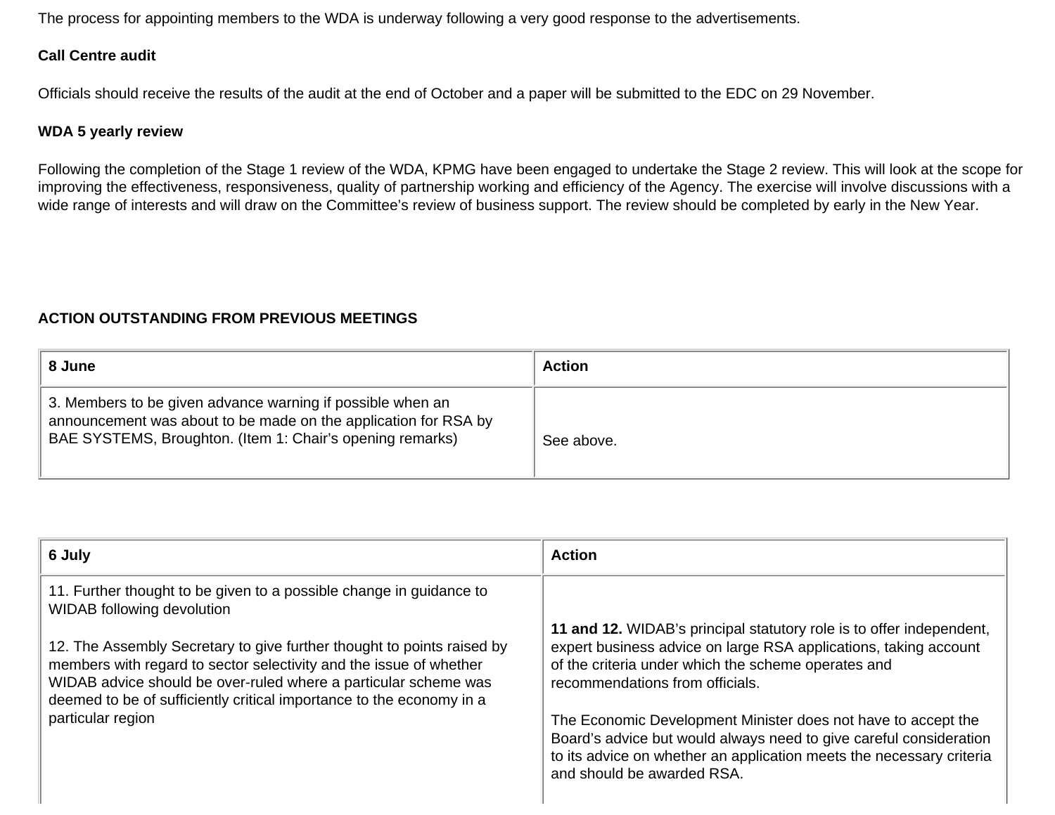The process for appointing members to the WDA is underway following a very good response to the advertisements.

**Call Centre audit**

Officials should receive the results of the audit at the end of October and a paper will be submitted to the EDC on 29 November.

**WDA 5 yearly review**

Following the completion of the Stage 1 review of the WDA, KPMG have been engaged to undertake the Stage 2 review. This will look at the scope for improving the effectiveness, responsiveness, quality of partnership working and efficiency of the Agency. The exercise will involve discussions with a wide range of interests and will draw on the Committee's review of business support. The review should be completed by early in the New Year.

**ACTION OUTSTANDING FROM PREVIOUS MEETINGS**

| 8 June | Action |
| --- | --- |
| 3. Members to be given advance warning if possible when an announcement was about to be made on the application for RSA by BAE SYSTEMS, Broughton. (Item 1: Chair's opening remarks) | See above. |

| 6 July | Action |
| --- | --- |
| 11. Further thought to be given to a possible change in guidance to WIDAB following devolution<br><br>12. The Assembly Secretary to give further thought to points raised by members with regard to sector selectivity and the issue of whether WIDAB advice should be over-ruled where a particular scheme was deemed to be of sufficiently critical importance to the economy in a particular region | **11 and 12.** WIDAB's principal statutory role is to offer independent, expert business advice on large RSA applications, taking account of the criteria under which the scheme operates and recommendations from officials.<br><br>The Economic Development Minister does not have to accept the Board's advice but would always need to give careful consideration to its advice on whether an application meets the necessary criteria and should be awarded RSA. |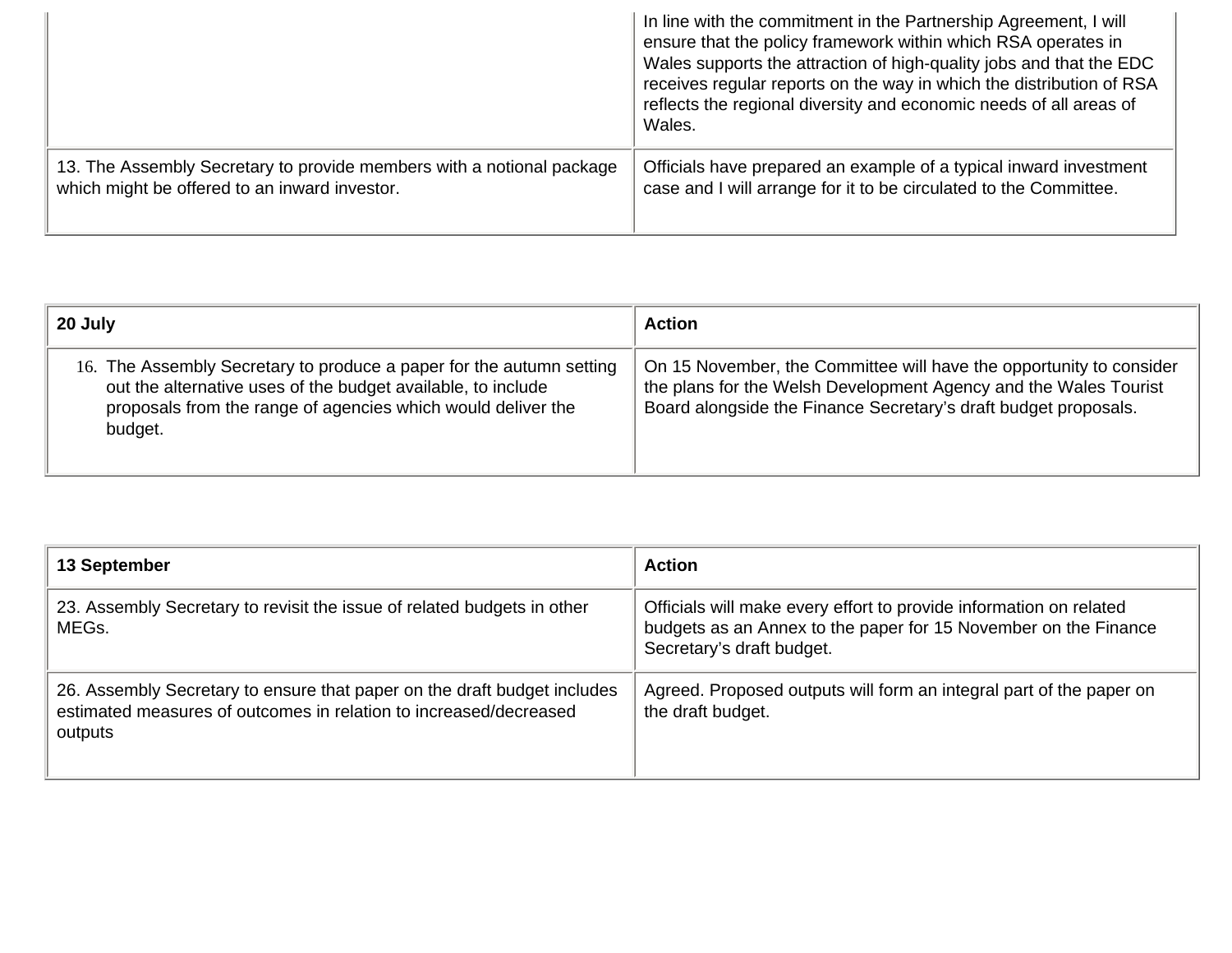| | |
|---|---|
| | In line with the commitment in the Partnership Agreement, I will ensure that the policy framework within which RSA operates in Wales supports the attraction of high-quality jobs and that the EDC receives regular reports on the way in which the distribution of RSA reflects the regional diversity and economic needs of all areas of Wales. |
| 13. The Assembly Secretary to provide members with a notional package which might be offered to an inward investor. | Officials have prepared an example of a typical inward investment case and I will arrange for it to be circulated to the Committee. |

| 20 July | Action |
|---|---|
| 16. The Assembly Secretary to produce a paper for the autumn setting out the alternative uses of the budget available, to include proposals from the range of agencies which would deliver the budget. | On 15 November, the Committee will have the opportunity to consider the plans for the Welsh Development Agency and the Wales Tourist Board alongside the Finance Secretary's draft budget proposals. |

| 13 September | Action |
|---|---|
| 23. Assembly Secretary to revisit the issue of related budgets in other MEGs. | Officials will make every effort to provide information on related budgets as an Annex to the paper for 15 November on the Finance Secretary's draft budget. |
| 26. Assembly Secretary to ensure that paper on the draft budget includes estimated measures of outcomes in relation to increased/decreased outputs | Agreed. Proposed outputs will form an integral part of the paper on the draft budget. |